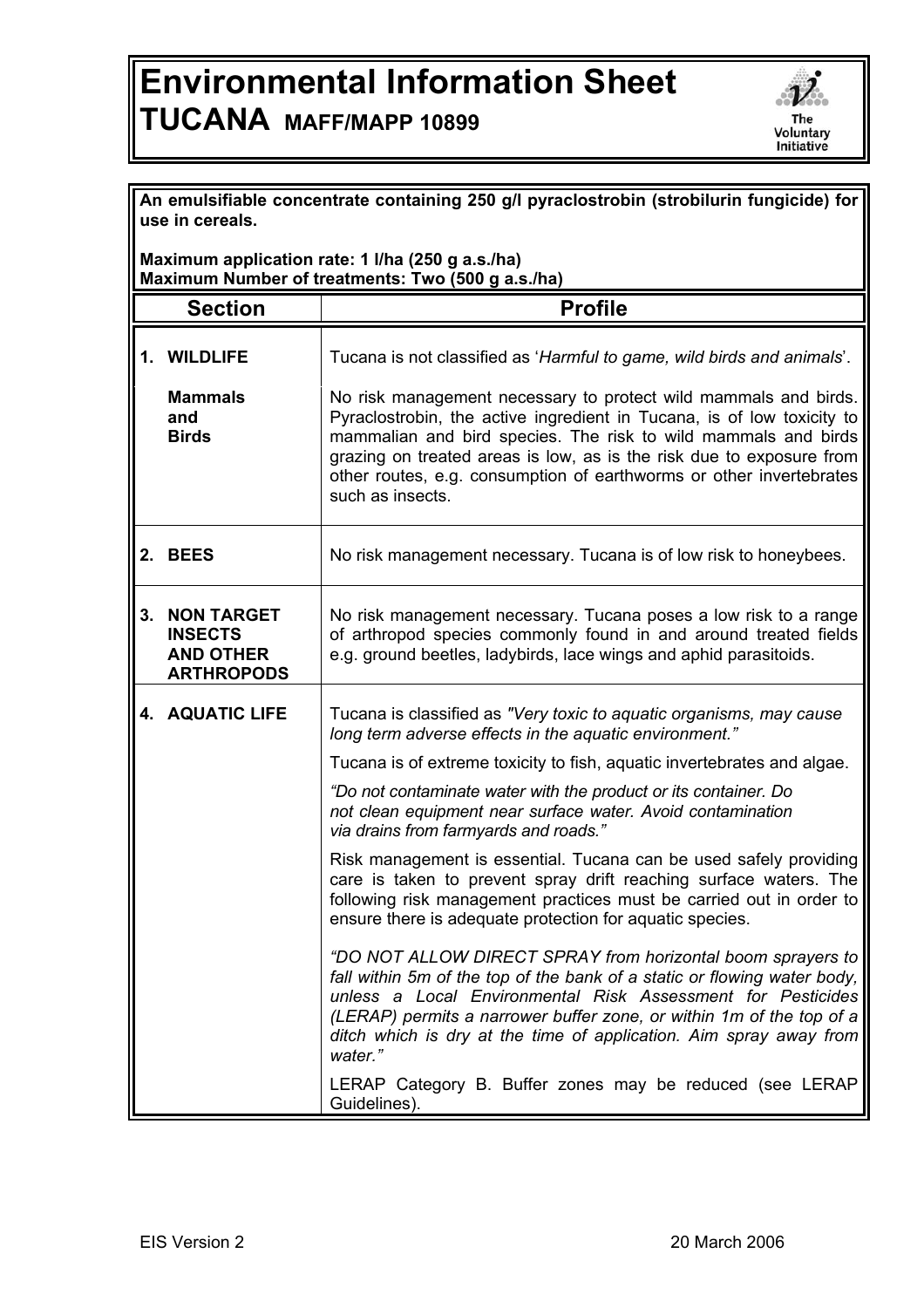# Environmental Information Sheet
## TUCANA MAFF/MAPP 10899

**An emulsifiable concentrate containing 250 g/l pyraclostrobin (strobilurin fungicide) for use in cereals.**

**Maximum application rate: 1 l/ha (250 g a.s./ha)**
**Maximum Number of treatments: Two (500 g a.s./ha)**

| Section | Profile |
|---|---|
| **1. WILDLIFE** | Tucana is not classified as '*Harmful to game, wild birds and animals*'. |
| **Mammals and Birds** | No risk management necessary to protect wild mammals and birds. Pyraclostrobin, the active ingredient in Tucana, is of low toxicity to mammalian and bird species. The risk to wild mammals and birds grazing on treated areas is low, as is the risk due to exposure from other routes, e.g. consumption of earthworms or other invertebrates such as insects. |
| **2. BEES** | No risk management necessary. Tucana is of low risk to honeybees. |
| **3. NON TARGET INSECTS AND OTHER ARTHROPODS** | No risk management necessary. Tucana poses a low risk to a range of arthropod species commonly found in and around treated fields e.g. ground beetles, ladybirds, lace wings and aphid parasitoids. |
| **4. AQUATIC LIFE** | Tucana is classified as *"Very toxic to aquatic organisms, may cause long term adverse effects in the aquatic environment."*<br><br>Tucana is of extreme toxicity to fish, aquatic invertebrates and algae.<br><br>*"Do not contaminate water with the product or its container. Do not clean equipment near surface water. Avoid contamination via drains from farmyards and roads."*<br><br>Risk management is essential. Tucana can be used safely providing care is taken to prevent spray drift reaching surface waters. The following risk management practices must be carried out in order to ensure there is adequate protection for aquatic species.<br><br>*"DO NOT ALLOW DIRECT SPRAY from horizontal boom sprayers to fall within 5m of the top of the bank of a static or flowing water body, unless a Local Environmental Risk Assessment for Pesticides (LERAP) permits a narrower buffer zone, or within 1m of the top of a ditch which is dry at the time of application. Aim spray away from water."*<br><br>LERAP Category B. Buffer zones may be reduced (see LERAP Guidelines). |

EIS Version 2 20 March 2006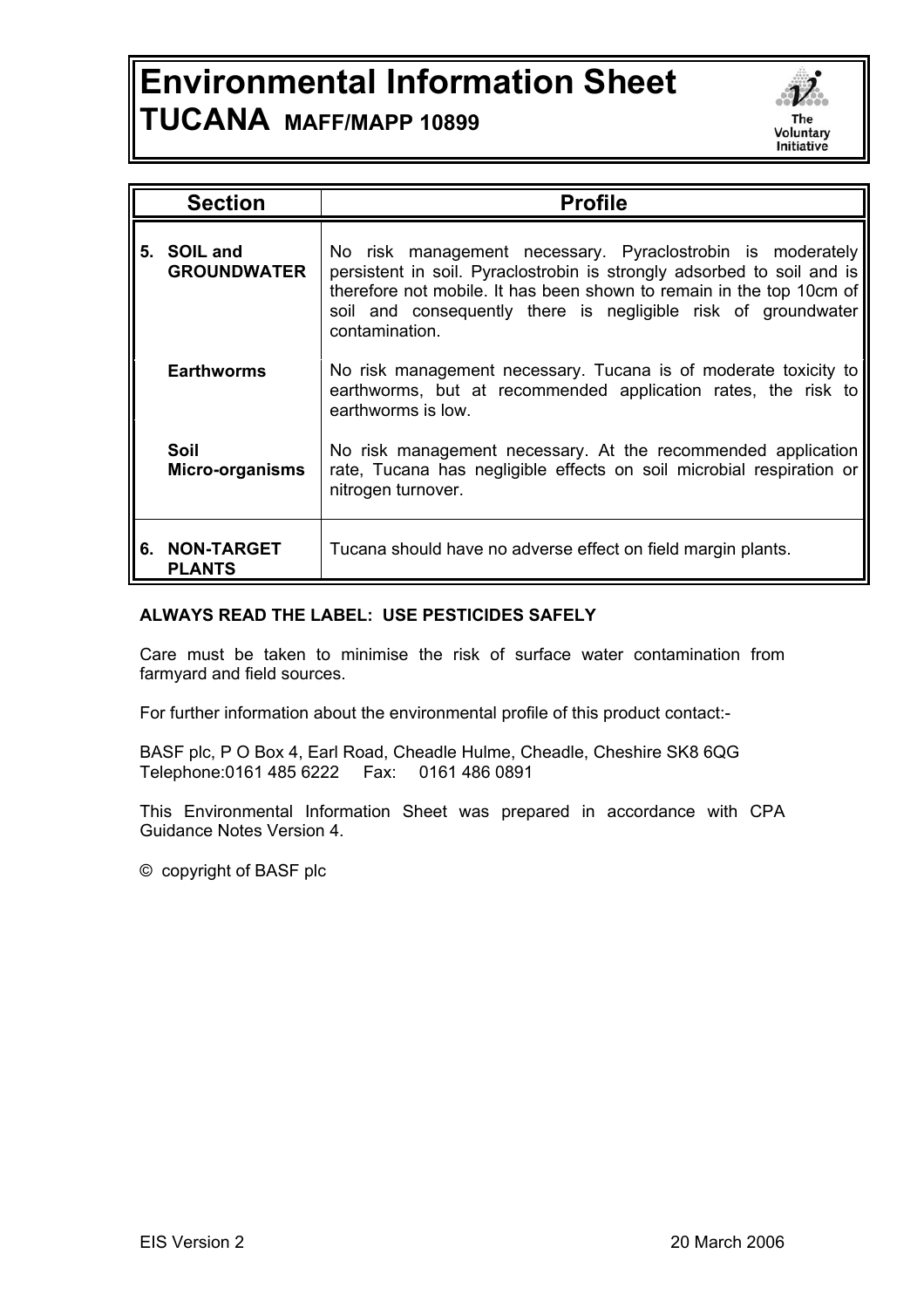# Environmental Information Sheet

## TUCANA MAFF/MAPP 10899

| Section | Profile |
| --- | --- |
| **5. SOIL and GROUNDWATER** | No risk management necessary. Pyraclostrobin is moderately persistent in soil. Pyraclostrobin is strongly adsorbed to soil and is therefore not mobile. It has been shown to remain in the top 10cm of soil and consequently there is negligible risk of groundwater contamination. |
| **Earthworms** | No risk management necessary. Tucana is of moderate toxicity to earthworms, but at recommended application rates, the risk to earthworms is low. |
| **Soil Micro-organisms** | No risk management necessary. At the recommended application rate, Tucana has negligible effects on soil microbial respiration or nitrogen turnover. |
| **6. NON-TARGET PLANTS** | Tucana should have no adverse effect on field margin plants. |

**ALWAYS READ THE LABEL: USE PESTICIDES SAFELY**

Care must be taken to minimise the risk of surface water contamination from farmyard and field sources.

For further information about the environmental profile of this product contact:-

BASF plc, P O Box 4, Earl Road, Cheadle Hulme, Cheadle, Cheshire SK8 6QG
Telephone:0161 485 6222 Fax: 0161 486 0891

This Environmental Information Sheet was prepared in accordance with CPA Guidance Notes Version 4.

© copyright of BASF plc

EIS Version 2 20 March 2006